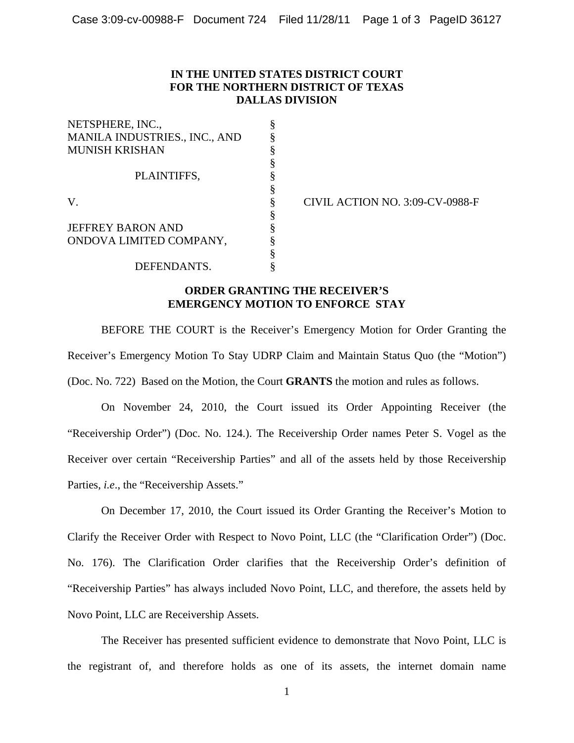**IN THE UNITED STATES DISTRICT COURT**
**FOR THE NORTHERN DISTRICT OF TEXAS**
**DALLAS DIVISION**

| | | |
|---|---|---|
| NETSPHERE, INC., | § | |
| MANILA INDUSTRIES., INC., AND | § | |
| MUNISH KRISHAN | § | |
| | § | |
| PLAINTIFFS, | § | |
| | § | |
| V. | § | CIVIL ACTION NO. 3:09-CV-0988-F |
| | § | |
| JEFFREY BARON AND | § | |
| ONDOVA LIMITED COMPANY, | § | |
| | § | |
| DEFENDANTS. | § | |

**ORDER GRANTING THE RECEIVER'S EMERGENCY MOTION TO ENFORCE STAY**

BEFORE THE COURT is the Receiver's Emergency Motion for Order Granting the Receiver's Emergency Motion To Stay UDRP Claim and Maintain Status Quo (the "Motion") (Doc. No. 722) Based on the Motion, the Court **GRANTS** the motion and rules as follows.

On November 24, 2010, the Court issued its Order Appointing Receiver (the "Receivership Order") (Doc. No. 124.). The Receivership Order names Peter S. Vogel as the Receiver over certain "Receivership Parties" and all of the assets held by those Receivership Parties, *i.e*., the "Receivership Assets."

On December 17, 2010, the Court issued its Order Granting the Receiver's Motion to Clarify the Receiver Order with Respect to Novo Point, LLC (the "Clarification Order") (Doc. No. 176). The Clarification Order clarifies that the Receivership Order's definition of "Receivership Parties" has always included Novo Point, LLC, and therefore, the assets held by Novo Point, LLC are Receivership Assets.

The Receiver has presented sufficient evidence to demonstrate that Novo Point, LLC is the registrant of, and therefore holds as one of its assets, the internet domain name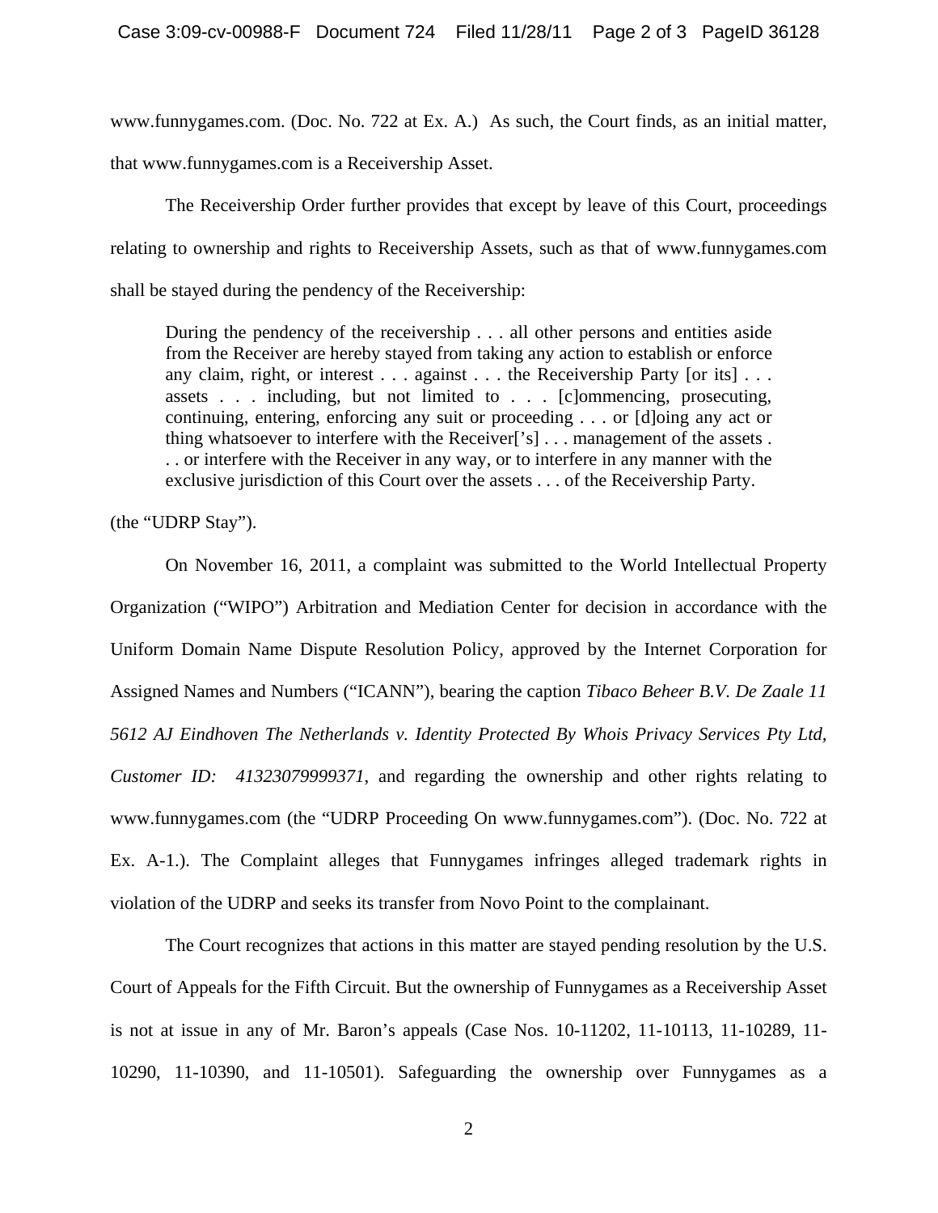www.funnygames.com. (Doc. No. 722 at Ex. A.) As such, the Court finds, as an initial matter, that www.funnygames.com is a Receivership Asset.

The Receivership Order further provides that except by leave of this Court, proceedings relating to ownership and rights to Receivership Assets, such as that of www.funnygames.com shall be stayed during the pendency of the Receivership:

> During the pendency of the receivership . . . all other persons and entities aside from the Receiver are hereby stayed from taking any action to establish or enforce any claim, right, or interest . . . against . . . the Receivership Party [or its] . . . assets . . . including, but not limited to . . . [c]ommencing, prosecuting, continuing, entering, enforcing any suit or proceeding . . . or [d]oing any act or thing whatsoever to interfere with the Receiver['s] . . . management of the assets . . . or interfere with the Receiver in any way, or to interfere in any manner with the exclusive jurisdiction of this Court over the assets . . . of the Receivership Party.

(the "UDRP Stay").

On November 16, 2011, a complaint was submitted to the World Intellectual Property Organization ("WIPO") Arbitration and Mediation Center for decision in accordance with the Uniform Domain Name Dispute Resolution Policy, approved by the Internet Corporation for Assigned Names and Numbers ("ICANN"), bearing the caption *Tibaco Beheer B.V. De Zaale 11 5612 AJ Eindhoven The Netherlands v. Identity Protected By Whois Privacy Services Pty Ltd, Customer ID: 41323079999371*, and regarding the ownership and other rights relating to www.funnygames.com (the "UDRP Proceeding On www.funnygames.com"). (Doc. No. 722 at Ex. A-1.). The Complaint alleges that Funnygames infringes alleged trademark rights in violation of the UDRP and seeks its transfer from Novo Point to the complainant.

The Court recognizes that actions in this matter are stayed pending resolution by the U.S. Court of Appeals for the Fifth Circuit. But the ownership of Funnygames as a Receivership Asset is not at issue in any of Mr. Baron's appeals (Case Nos. 10-11202, 11-10113, 11-10289, 11-10290, 11-10390, and 11-10501). Safeguarding the ownership over Funnygames as a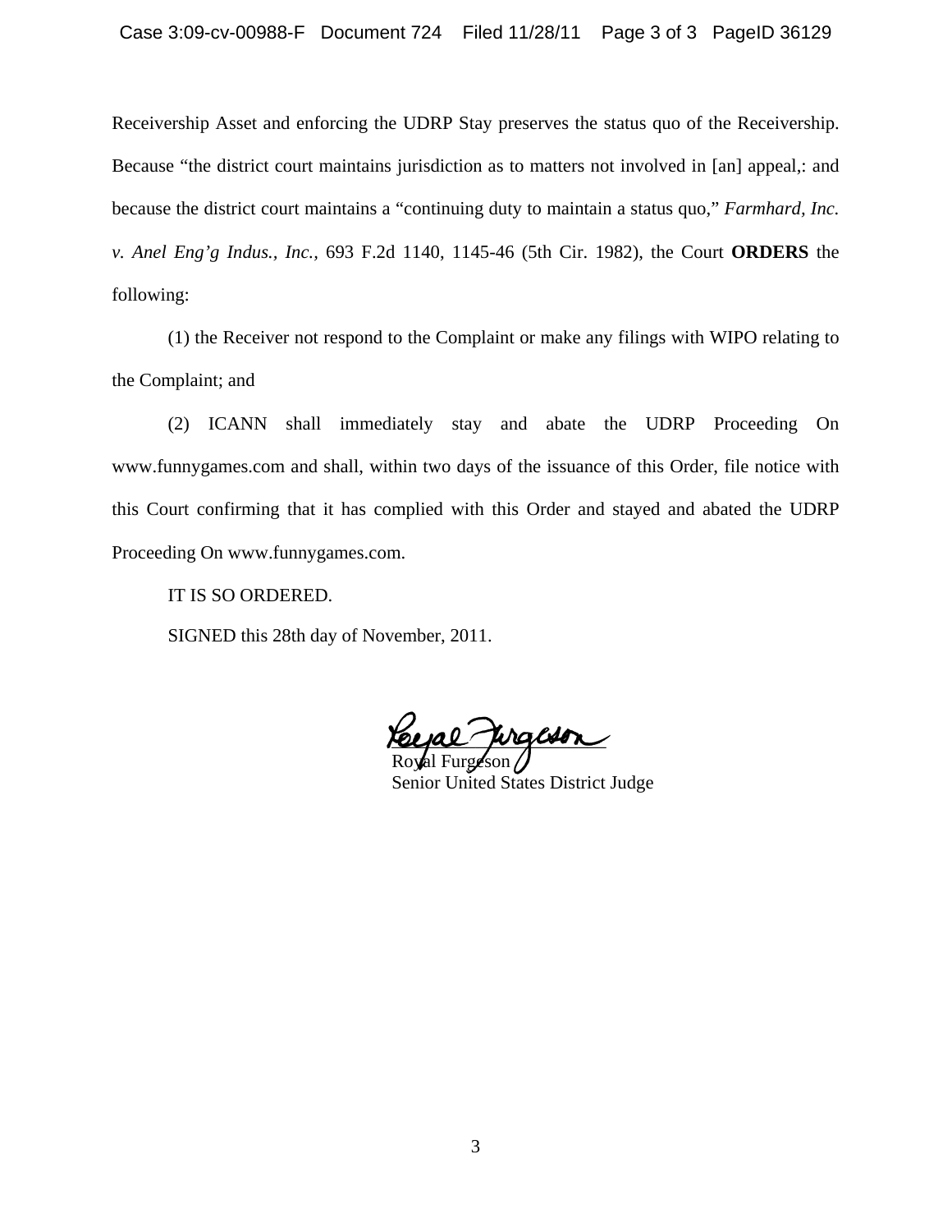Receivership Asset and enforcing the UDRP Stay preserves the status quo of the Receivership. Because "the district court maintains jurisdiction as to matters not involved in [an] appeal,: and because the district court maintains a "continuing duty to maintain a status quo," *Farmhard, Inc. v. Anel Eng'g Indus., Inc.*, 693 F.2d 1140, 1145-46 (5th Cir. 1982), the Court **ORDERS** the following:

(1) the Receiver not respond to the Complaint or make any filings with WIPO relating to the Complaint; and

(2) ICANN shall immediately stay and abate the UDRP Proceeding On www.funnygames.com and shall, within two days of the issuance of this Order, file notice with this Court confirming that it has complied with this Order and stayed and abated the UDRP Proceeding On www.funnygames.com.

IT IS SO ORDERED.

SIGNED this 28th day of November, 2011.

Royal Furgeson
Senior United States District Judge